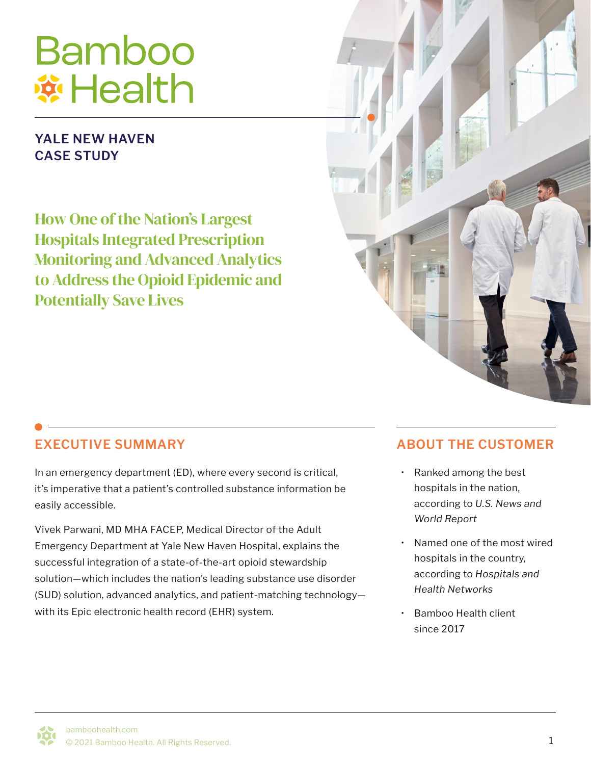# Bamboo Health

## YALE NEW HAVEN CASE STUDY

## How One of the Nation's Largest Hospitals Integrated Prescription Monitoring and Advanced Analytics to Address the Opioid Epidemic and Potentially Save Lives

## EXECUTIVE SUMMARY

In an emergency department (ED), where every second is critical, it's imperative that a patient's controlled substance information be easily accessible.

Vivek Parwani, MD MHA FACEP, Medical Director of the Adult Emergency Department at Yale New Haven Hospital, explains the successful integration of a state-of-the-art opioid stewardship solution—which includes the nation's leading substance use disorder (SUD) solution, advanced analytics, and patient-matching technology—with its Epic electronic health record (EHR) system.

## ABOUT THE CUSTOMER

- Ranked among the best hospitals in the nation, according to *U.S. News and World Report*
- Named one of the most wired hospitals in the country, according to *Hospitals and Health Networks*
- Bamboo Health client since 2017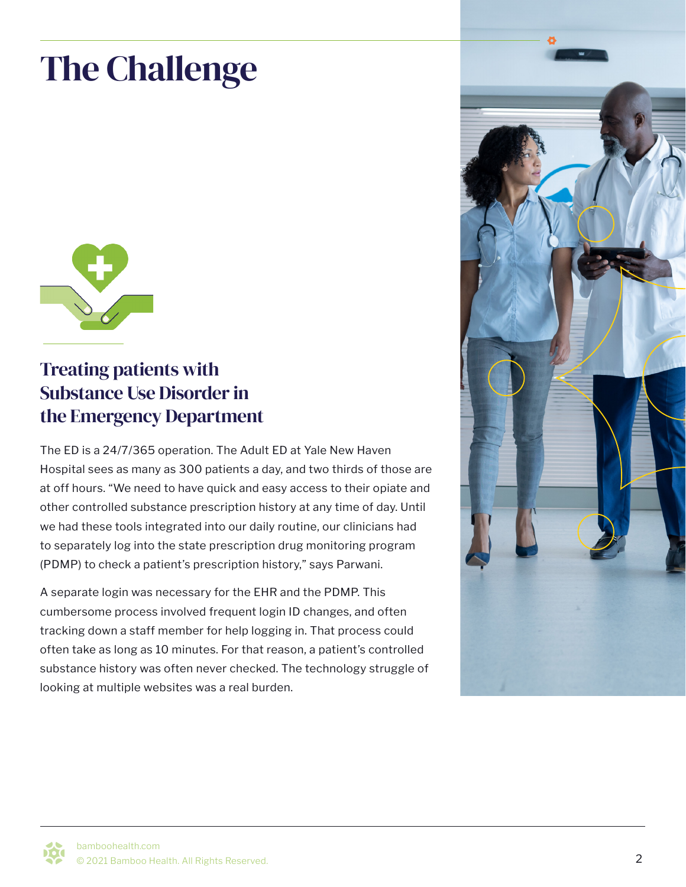# The Challenge

## Treating patients with Substance Use Disorder in the Emergency Department

The ED is a 24/7/365 operation. The Adult ED at Yale New Haven Hospital sees as many as 300 patients a day, and two thirds of those are at off hours. "We need to have quick and easy access to their opiate and other controlled substance prescription history at any time of day. Until we had these tools integrated into our daily routine, our clinicians had to separately log into the state prescription drug monitoring program (PDMP) to check a patient's prescription history," says Parwani.

A separate login was necessary for the EHR and the PDMP. This cumbersome process involved frequent login ID changes, and often tracking down a staff member for help logging in. That process could often take as long as 10 minutes. For that reason, a patient's controlled substance history was often never checked. The technology struggle of looking at multiple websites was a real burden.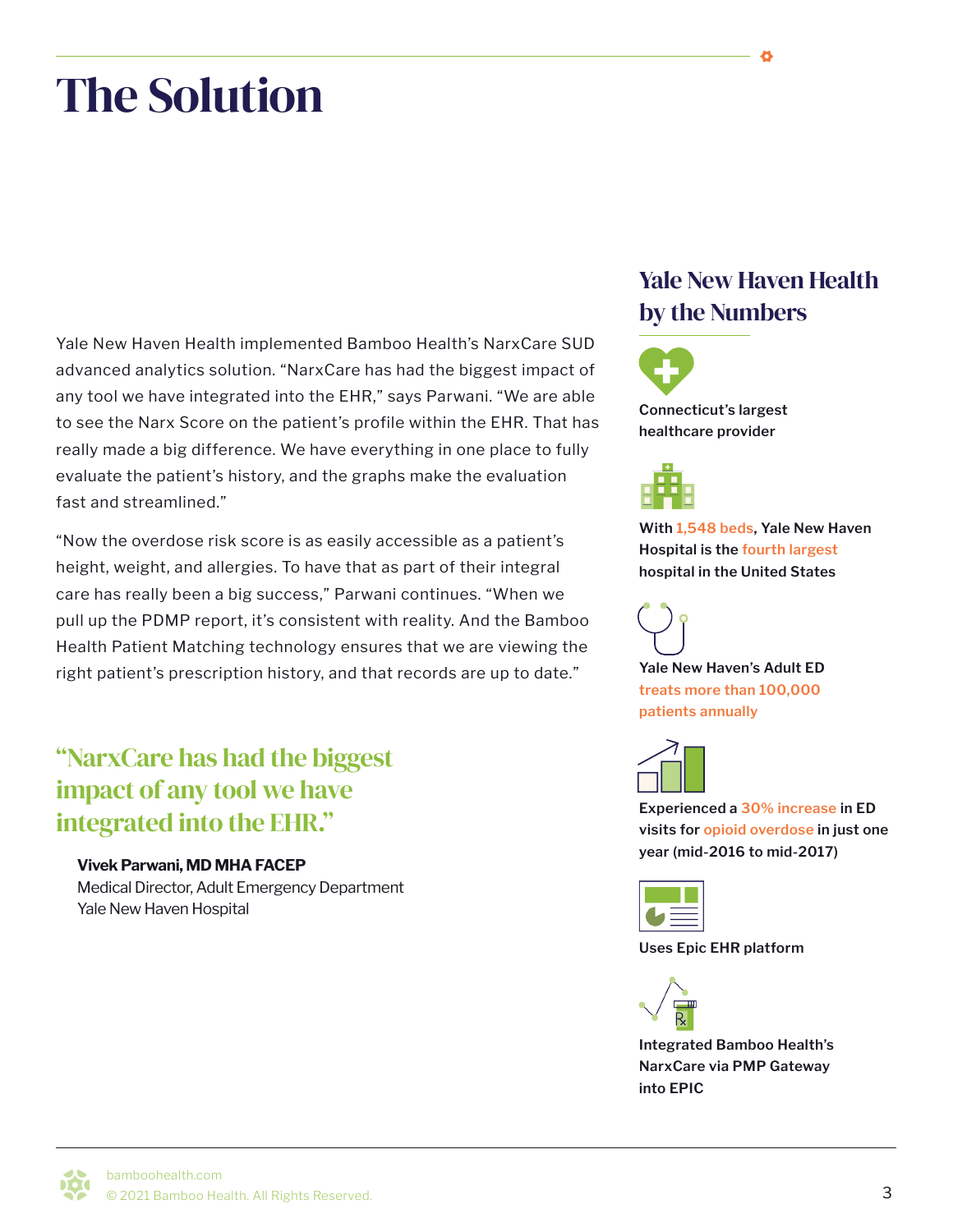# The Solution

Yale New Haven Health implemented Bamboo Health's NarxCare SUD advanced analytics solution. "NarxCare has had the biggest impact of any tool we have integrated into the EHR," says Parwani. "We are able to see the Narx Score on the patient's profile within the EHR. That has really made a big difference. We have everything in one place to fully evaluate the patient's history, and the graphs make the evaluation fast and streamlined."

"Now the overdose risk score is as easily accessible as a patient's height, weight, and allergies. To have that as part of their integral care has really been a big success," Parwani continues. "When we pull up the PDMP report, it's consistent with reality. And the Bamboo Health Patient Matching technology ensures that we are viewing the right patient's prescription history, and that records are up to date."

> "NarxCare has had the biggest impact of any tool we have integrated into the EHR."
>
> **Vivek Parwani, MD MHA FACEP**
> Medical Director, Adult Emergency Department
> Yale New Haven Hospital

## Yale New Haven Health by the Numbers

**Connecticut's largest healthcare provider**

**With 1,548 beds, Yale New Haven Hospital is the fourth largest hospital in the United States**

**Yale New Haven's Adult ED treats more than 100,000 patients annually**

**Experienced a 30% increase in ED visits for opioid overdose in just one year (mid-2016 to mid-2017)**

**Uses Epic EHR platform**

**Integrated Bamboo Health's NarxCare via PMP Gateway into EPIC**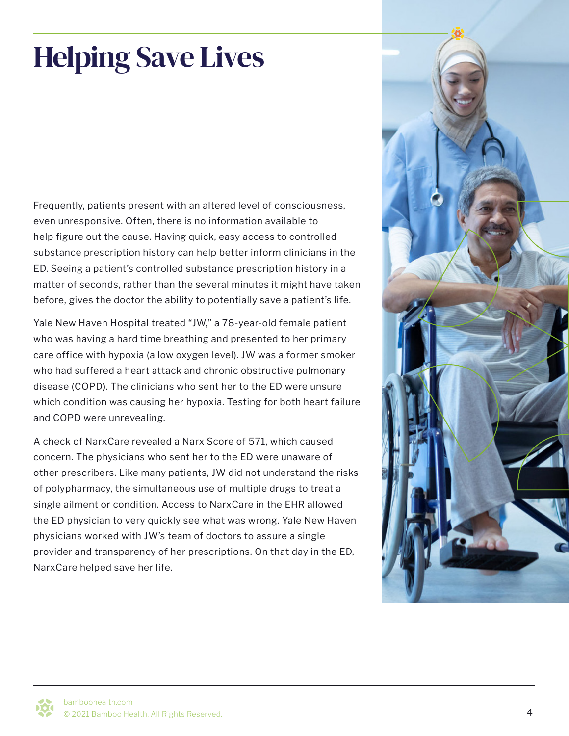# Helping Save Lives

Frequently, patients present with an altered level of consciousness, even unresponsive. Often, there is no information available to help figure out the cause. Having quick, easy access to controlled substance prescription history can help better inform clinicians in the ED. Seeing a patient's controlled substance prescription history in a matter of seconds, rather than the several minutes it might have taken before, gives the doctor the ability to potentially save a patient's life.

Yale New Haven Hospital treated "JW," a 78-year-old female patient who was having a hard time breathing and presented to her primary care office with hypoxia (a low oxygen level). JW was a former smoker who had suffered a heart attack and chronic obstructive pulmonary disease (COPD). The clinicians who sent her to the ED were unsure which condition was causing her hypoxia. Testing for both heart failure and COPD were unrevealing.

A check of NarxCare revealed a Narx Score of 571, which caused concern. The physicians who sent her to the ED were unaware of other prescribers. Like many patients, JW did not understand the risks of polypharmacy, the simultaneous use of multiple drugs to treat a single ailment or condition. Access to NarxCare in the EHR allowed the ED physician to very quickly see what was wrong. Yale New Haven physicians worked with JW's team of doctors to assure a single provider and transparency of her prescriptions. On that day in the ED, NarxCare helped save her life.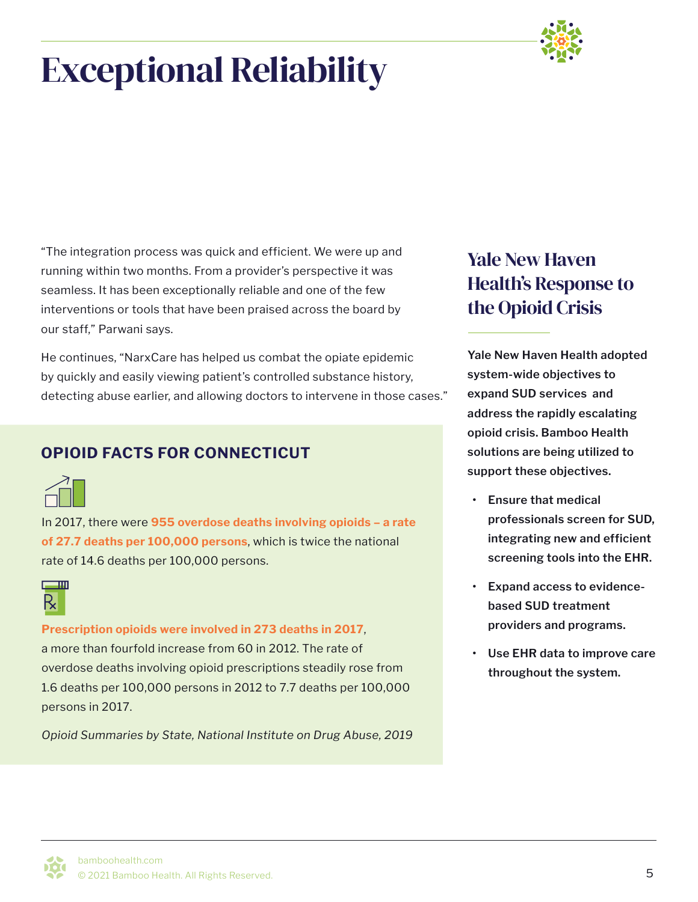# Exceptional Reliability

"The integration process was quick and efficient. We were up and running within two months. From a provider's perspective it was seamless. It has been exceptionally reliable and one of the few interventions or tools that have been praised across the board by our staff," Parwani says.

He continues, "NarxCare has helped us combat the opiate epidemic by quickly and easily viewing patient's controlled substance history, detecting abuse earlier, and allowing doctors to intervene in those cases."

## OPIOID FACTS FOR CONNECTICUT

In 2017, there were **955 overdose deaths involving opioids – a rate of 27.7 deaths per 100,000 persons**, which is twice the national rate of 14.6 deaths per 100,000 persons.

**Prescription opioids were involved in 273 deaths in 2017**, a more than fourfold increase from 60 in 2012. The rate of overdose deaths involving opioid prescriptions steadily rose from 1.6 deaths per 100,000 persons in 2012 to 7.7 deaths per 100,000 persons in 2017.

*Opioid Summaries by State, National Institute on Drug Abuse, 2019*

## Yale New Haven Health's Response to the Opioid Crisis

**Yale New Haven Health adopted system-wide objectives to expand SUD services and address the rapidly escalating opioid crisis. Bamboo Health solutions are being utilized to support these objectives.**

- **Ensure that medical professionals screen for SUD, integrating new and efficient screening tools into the EHR.**
- **Expand access to evidence-based SUD treatment providers and programs.**
- **Use EHR data to improve care throughout the system.**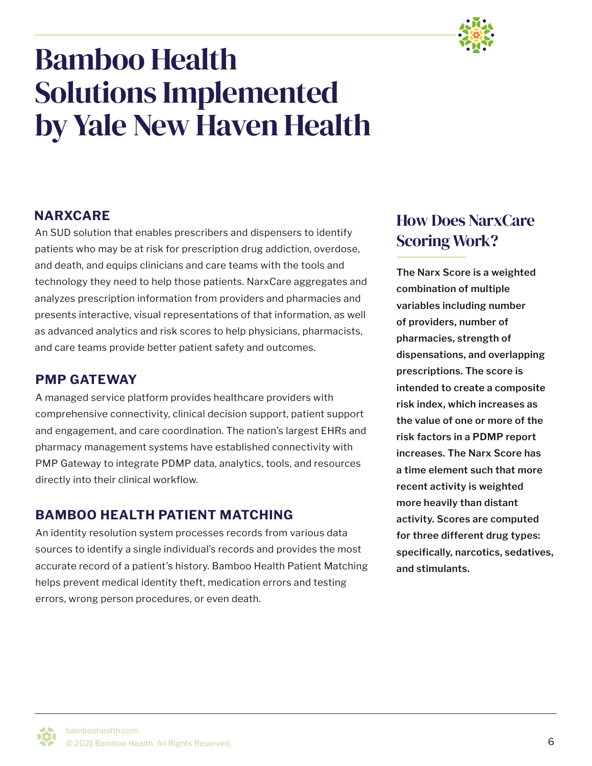# Bamboo Health Solutions Implemented by Yale New Haven Health

## NARXCARE

An SUD solution that enables prescribers and dispensers to identify patients who may be at risk for prescription drug addiction, overdose, and death, and equips clinicians and care teams with the tools and technology they need to help those patients. NarxCare aggregates and analyzes prescription information from providers and pharmacies and presents interactive, visual representations of that information, as well as advanced analytics and risk scores to help physicians, pharmacists, and care teams provide better patient safety and outcomes.

## PMP GATEWAY

A managed service platform provides healthcare providers with comprehensive connectivity, clinical decision support, patient support and engagement, and care coordination. The nation's largest EHRs and pharmacy management systems have established connectivity with PMP Gateway to integrate PDMP data, analytics, tools, and resources directly into their clinical workflow.

## BAMBOO HEALTH PATIENT MATCHING

An identity resolution system processes records from various data sources to identify a single individual's records and provides the most accurate record of a patient's history. Bamboo Health Patient Matching helps prevent medical identity theft, medication errors and testing errors, wrong person procedures, or even death.

## How Does NarxCare Scoring Work?

**The Narx Score is a weighted combination of multiple variables including number of providers, number of pharmacies, strength of dispensations, and overlapping prescriptions. The score is intended to create a composite risk index, which increases as the value of one or more of the risk factors in a PDMP report increases. The Narx Score has a time element such that more recent activity is weighted more heavily than distant activity. Scores are computed for three different drug types: specifically, narcotics, sedatives, and stimulants.**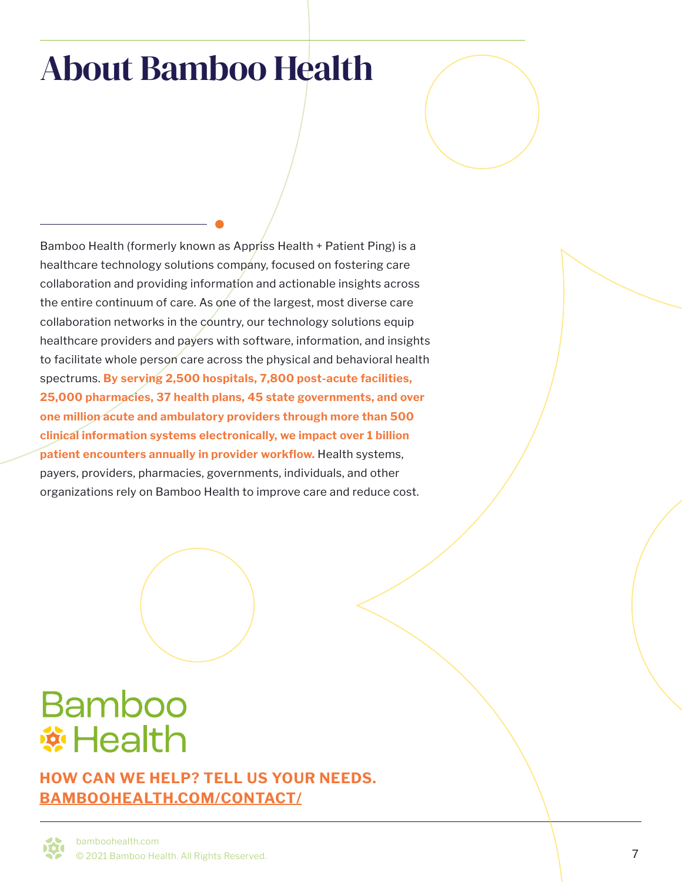# About Bamboo Health

Bamboo Health (formerly known as Appriss Health + Patient Ping) is a healthcare technology solutions company, focused on fostering care collaboration and providing information and actionable insights across the entire continuum of care. As one of the largest, most diverse care collaboration networks in the country, our technology solutions equip healthcare providers and payers with software, information, and insights to facilitate whole person care across the physical and behavioral health spectrums. **By serving 2,500 hospitals, 7,800 post-acute facilities, 25,000 pharmacies, 37 health plans, 45 state governments, and over one million acute and ambulatory providers through more than 500 clinical information systems electronically, we impact over 1 billion patient encounters annually in provider workflow.** Health systems, payers, providers, pharmacies, governments, individuals, and other organizations rely on Bamboo Health to improve care and reduce cost.

Bamboo Health

**HOW CAN WE HELP? TELL US YOUR NEEDS.**
**BAMBOOHEALTH.COM/CONTACT/**

bamboohealth.com
© 2021 Bamboo Health. All Rights Reserved.